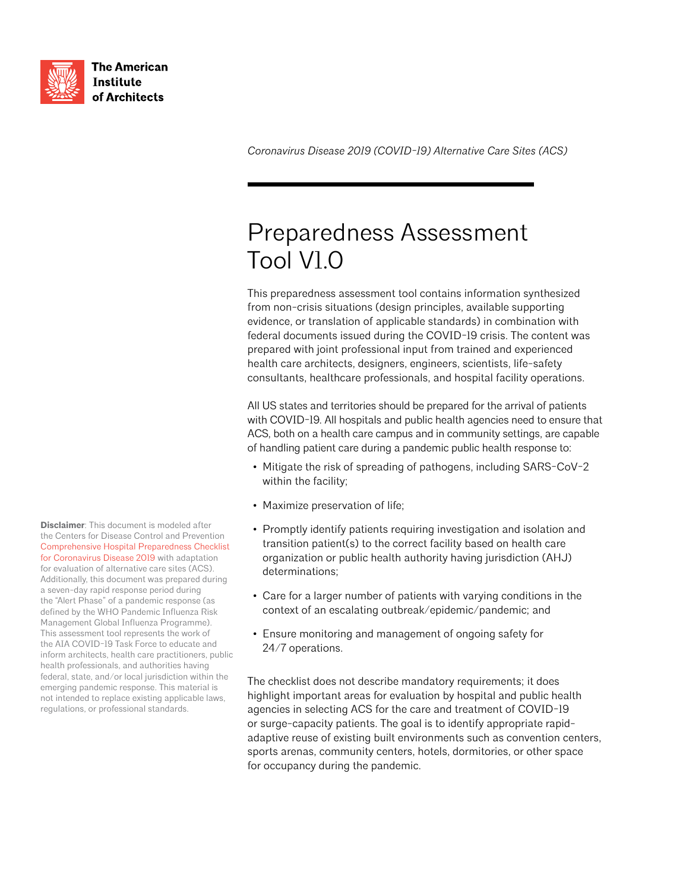The American Institute of Architects

*Coronavirus Disease 2019 (COVID-19) Alternative Care Sites (ACS)*

# Preparedness Assessment Tool V1.0

This preparedness assessment tool contains information synthesized from non-crisis situations (design principles, available supporting evidence, or translation of applicable standards) in combination with federal documents issued during the COVID-19 crisis. The content was prepared with joint professional input from trained and experienced health care architects, designers, engineers, scientists, life-safety consultants, healthcare professionals, and hospital facility operations.

All US states and territories should be prepared for the arrival of patients with COVID-19. All hospitals and public health agencies need to ensure that ACS, both on a health care campus and in community settings, are capable of handling patient care during a pandemic public health response to:

- Mitigate the risk of spreading of pathogens, including SARS-CoV-2 within the facility;
- Maximize preservation of life;
- Promptly identify patients requiring investigation and isolation and transition patient(s) to the correct facility based on health care organization or public health authority having jurisdiction (AHJ) determinations;
- Care for a larger number of patients with varying conditions in the context of an escalating outbreak/epidemic/pandemic; and
- Ensure monitoring and management of ongoing safety for 24/7 operations.

The checklist does not describe mandatory requirements; it does highlight important areas for evaluation by hospital and public health agencies in selecting ACS for the care and treatment of COVID-19 or surge-capacity patients. The goal is to identify appropriate rapid-adaptive reuse of existing built environments such as convention centers, sports arenas, community centers, hotels, dormitories, or other space for occupancy during the pandemic.

**Disclaimer**: This document is modeled after the Centers for Disease Control and Prevention Comprehensive Hospital Preparedness Checklist for Coronavirus Disease 2019 with adaptation for evaluation of alternative care sites (ACS). Additionally, this document was prepared during a seven-day rapid response period during the "Alert Phase" of a pandemic response (as defined by the WHO Pandemic Influenza Risk Management Global Influenza Programme). This assessment tool represents the work of the AIA COVID-19 Task Force to educate and inform architects, health care practitioners, public health professionals, and authorities having federal, state, and/or local jurisdiction within the emerging pandemic response. This material is not intended to replace existing applicable laws, regulations, or professional standards.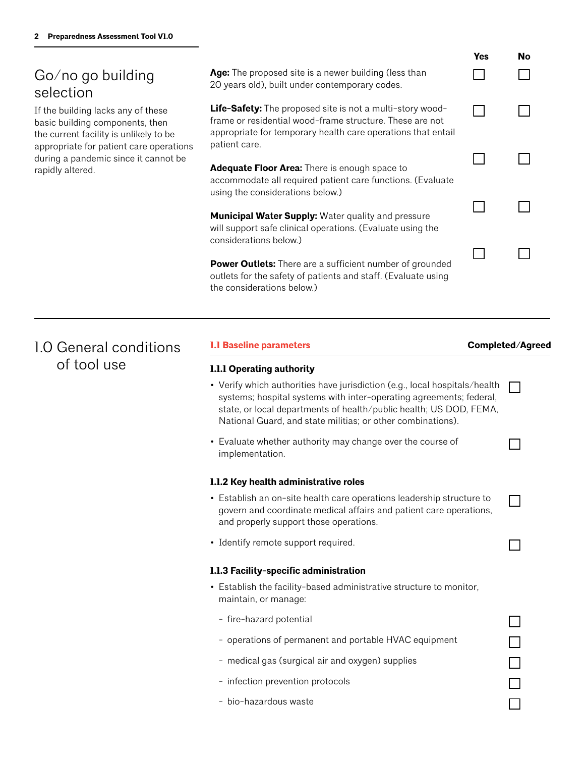## Go/no go building selection

If the building lacks any of these basic building components, then the current facility is unlikely to be appropriate for patient care operations during a pandemic since it cannot be rapidly altered.

| | Yes | No |
|---|---|---|
| **Age:** The proposed site is a newer building (less than 20 years old), built under contemporary codes. | ☐ | ☐ |
| **Life-Safety:** The proposed site is not a multi-story wood-frame or residential wood-frame structure. These are not appropriate for temporary health care operations that entail patient care. | ☐ | ☐ |
| **Adequate Floor Area:** There is enough space to accommodate all required patient care functions. (Evaluate using the considerations below.) | ☐ | ☐ |
| **Municipal Water Supply:** Water quality and pressure will support safe clinical operations. (Evaluate using the considerations below.) | ☐ | ☐ |
| **Power Outlets:** There are a sufficient number of grounded outlets for the safety of patients and staff. (Evaluate using the considerations below.) | ☐ | ☐ |

## 1.0 General conditions of tool use

### 1.1 Baseline parameters

**Completed/Agreed**

#### 1.1.1 Operating authority

- Verify which authorities have jurisdiction (e.g., local hospitals/health systems; hospital systems with inter-operating agreements; federal, state, or local departments of health/public health; US DOD, FEMA, National Guard, and state militias; or other combinations). ☐
- Evaluate whether authority may change over the course of implementation. ☐

#### 1.1.2 Key health administrative roles

- Establish an on-site health care operations leadership structure to govern and coordinate medical affairs and patient care operations, and properly support those operations. ☐
- Identify remote support required. ☐

#### 1.1.3 Facility-specific administration

- Establish the facility-based administrative structure to monitor, maintain, or manage:
  - fire-hazard potential ☐
  - operations of permanent and portable HVAC equipment ☐
  - medical gas (surgical air and oxygen) supplies ☐
  - infection prevention protocols ☐
  - bio-hazardous waste ☐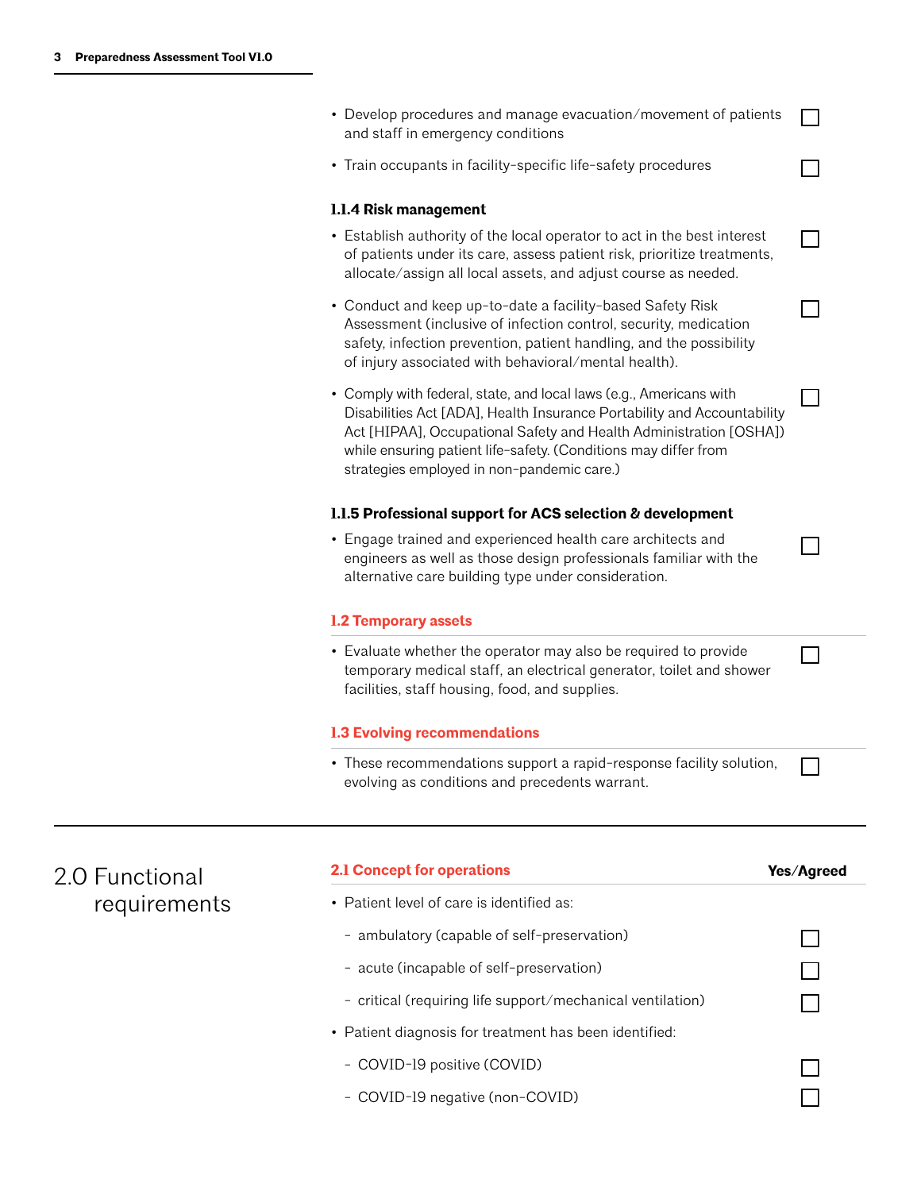- Develop procedures and manage evacuation/movement of patients and staff in emergency conditions ☐
- Train occupants in facility-specific life-safety procedures ☐

**1.1.4 Risk management**

- Establish authority of the local operator to act in the best interest of patients under its care, assess patient risk, prioritize treatments, allocate/assign all local assets, and adjust course as needed. ☐
- Conduct and keep up-to-date a facility-based Safety Risk Assessment (inclusive of infection control, security, medication safety, infection prevention, patient handling, and the possibility of injury associated with behavioral/mental health). ☐
- Comply with federal, state, and local laws (e.g., Americans with Disabilities Act [ADA], Health Insurance Portability and Accountability Act [HIPAA], Occupational Safety and Health Administration [OSHA]) while ensuring patient life-safety. (Conditions may differ from strategies employed in non-pandemic care.) ☐

**1.1.5 Professional support for ACS selection & development**

- Engage trained and experienced health care architects and engineers as well as those design professionals familiar with the alternative care building type under consideration. ☐

### 1.2 Temporary assets

- Evaluate whether the operator may also be required to provide temporary medical staff, an electrical generator, toilet and shower facilities, staff housing, food, and supplies. ☐

### 1.3 Evolving recommendations

- These recommendations support a rapid-response facility solution, evolving as conditions and precedents warrant. ☐

# 2.0 Functional requirements

### 2.1 Concept for operations

**Yes/Agreed**

- Patient level of care is identified as:
  - ambulatory (capable of self-preservation) ☐
  - acute (incapable of self-preservation) ☐
  - critical (requiring life support/mechanical ventilation) ☐
- Patient diagnosis for treatment has been identified:
  - COVID-19 positive (COVID) ☐
  - COVID-19 negative (non-COVID) ☐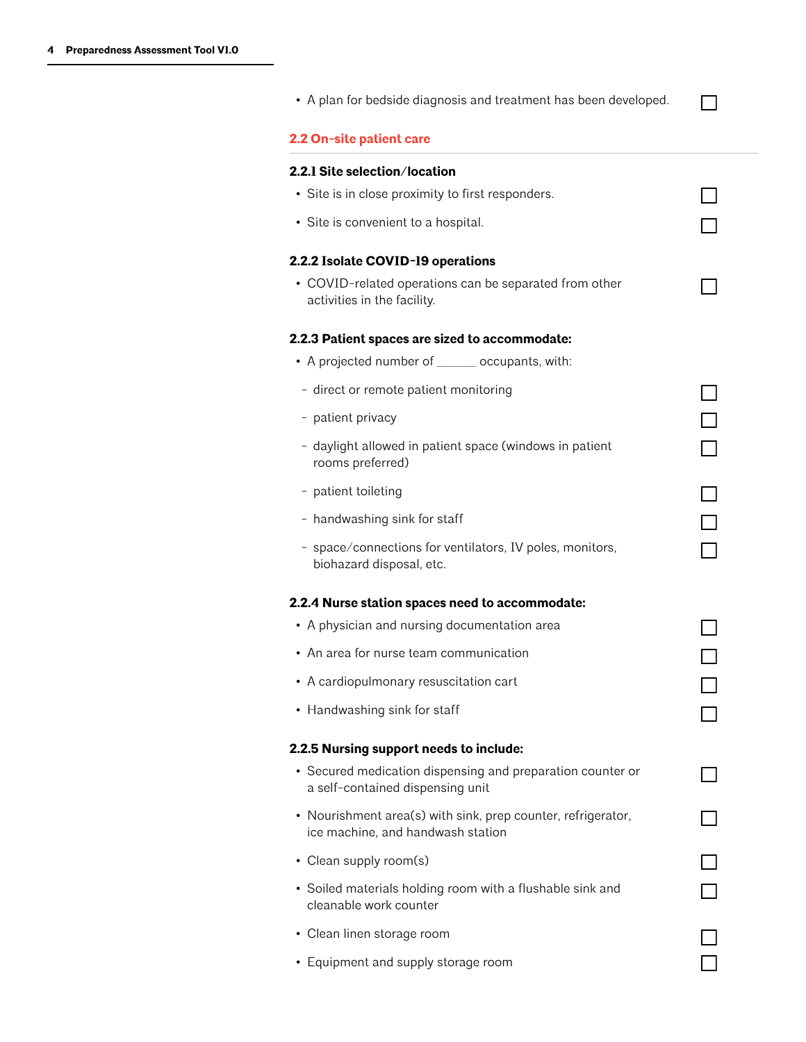- A plan for bedside diagnosis and treatment has been developed. ☐

## 2.2 On-site patient care

### 2.2.1 Site selection/location

- Site is in close proximity to first responders. ☐
- Site is convenient to a hospital. ☐

### 2.2.2 Isolate COVID-19 operations

- COVID-related operations can be separated from other activities in the facility. ☐

### 2.2.3 Patient spaces are sized to accommodate:

- A projected number of ______ occupants, with:
  - direct or remote patient monitoring ☐
  - patient privacy ☐
  - daylight allowed in patient space (windows in patient rooms preferred) ☐
  - patient toileting ☐
  - handwashing sink for staff ☐
  - space/connections for ventilators, IV poles, monitors, biohazard disposal, etc. ☐

### 2.2.4 Nurse station spaces need to accommodate:

- A physician and nursing documentation area ☐
- An area for nurse team communication ☐
- A cardiopulmonary resuscitation cart ☐
- Handwashing sink for staff ☐

### 2.2.5 Nursing support needs to include:

- Secured medication dispensing and preparation counter or a self-contained dispensing unit ☐
- Nourishment area(s) with sink, prep counter, refrigerator, ice machine, and handwash station ☐
- Clean supply room(s) ☐
- Soiled materials holding room with a flushable sink and cleanable work counter ☐
- Clean linen storage room ☐
- Equipment and supply storage room ☐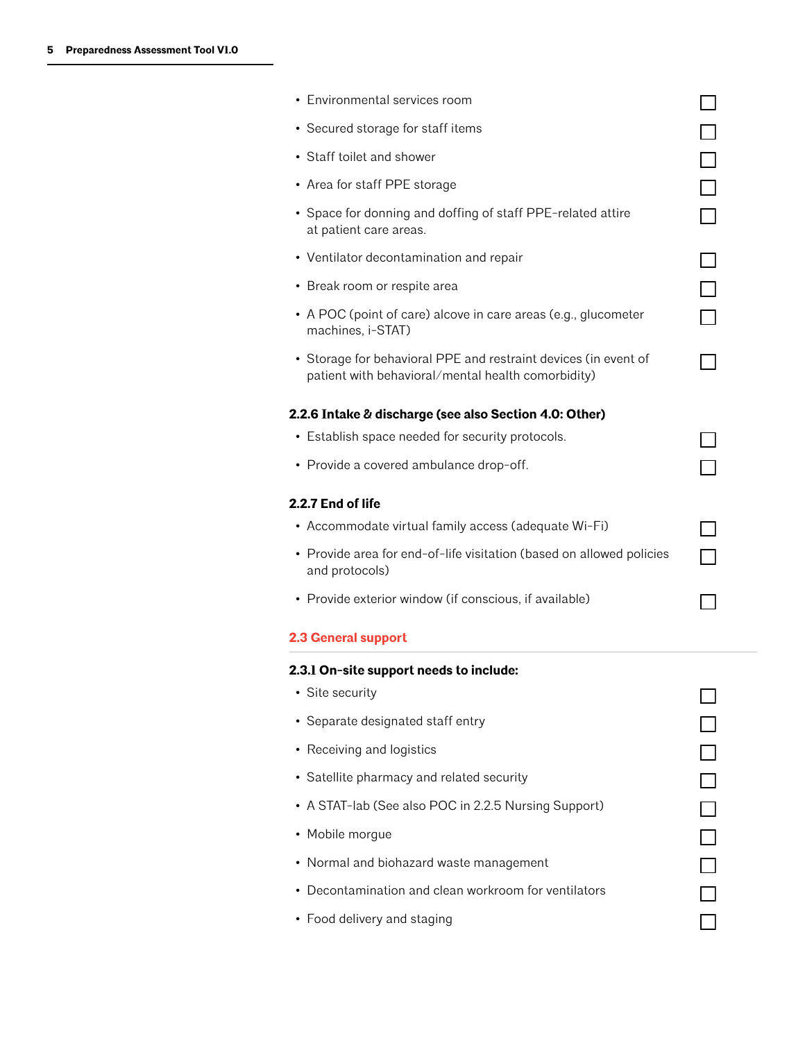- Environmental services room ☐
- Secured storage for staff items ☐
- Staff toilet and shower ☐
- Area for staff PPE storage ☐
- Space for donning and doffing of staff PPE-related attire at patient care areas. ☐
- Ventilator decontamination and repair ☐
- Break room or respite area ☐
- A POC (point of care) alcove in care areas (e.g., glucometer machines, i-STAT) ☐
- Storage for behavioral PPE and restraint devices (in event of patient with behavioral/mental health comorbidity) ☐

#### 2.2.6 Intake & discharge (see also Section 4.0: Other)

- Establish space needed for security protocols. ☐
- Provide a covered ambulance drop-off. ☐

#### 2.2.7 End of life

- Accommodate virtual family access (adequate Wi-Fi) ☐
- Provide area for end-of-life visitation (based on allowed policies and protocols) ☐
- Provide exterior window (if conscious, if available) ☐

### 2.3 General support

#### 2.3.1 On-site support needs to include:

- Site security ☐
- Separate designated staff entry ☐
- Receiving and logistics ☐
- Satellite pharmacy and related security ☐
- A STAT-lab (See also POC in 2.2.5 Nursing Support) ☐
- Mobile morgue ☐
- Normal and biohazard waste management ☐
- Decontamination and clean workroom for ventilators ☐
- Food delivery and staging ☐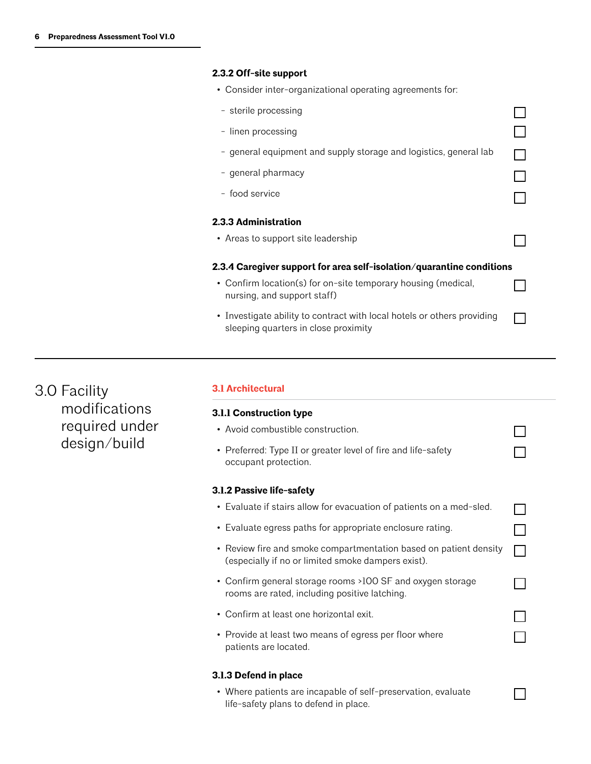### 2.3.2 Off-site support

- Consider inter-organizational operating agreements for:
  - sterile processing ☐
  - linen processing ☐
  - general equipment and supply storage and logistics, general lab ☐
  - general pharmacy ☐
  - food service ☐

### 2.3.3 Administration

- Areas to support site leadership ☐

### 2.3.4 Caregiver support for area self-isolation/quarantine conditions

- Confirm location(s) for on-site temporary housing (medical, nursing, and support staff) ☐
- Investigate ability to contract with local hotels or others providing sleeping quarters in close proximity ☐

---

# 3.0 Facility modifications required under design/build

## 3.1 Architectural

### 3.1.1 Construction type

- Avoid combustible construction. ☐
- Preferred: Type II or greater level of fire and life-safety occupant protection. ☐

### 3.1.2 Passive life-safety

- Evaluate if stairs allow for evacuation of patients on a med-sled. ☐
- Evaluate egress paths for appropriate enclosure rating. ☐
- Review fire and smoke compartmentation based on patient density (especially if no or limited smoke dampers exist). ☐
- Confirm general storage rooms >100 SF and oxygen storage rooms are rated, including positive latching. ☐
- Confirm at least one horizontal exit. ☐
- Provide at least two means of egress per floor where patients are located. ☐

### 3.1.3 Defend in place

- Where patients are incapable of self-preservation, evaluate life-safety plans to defend in place. ☐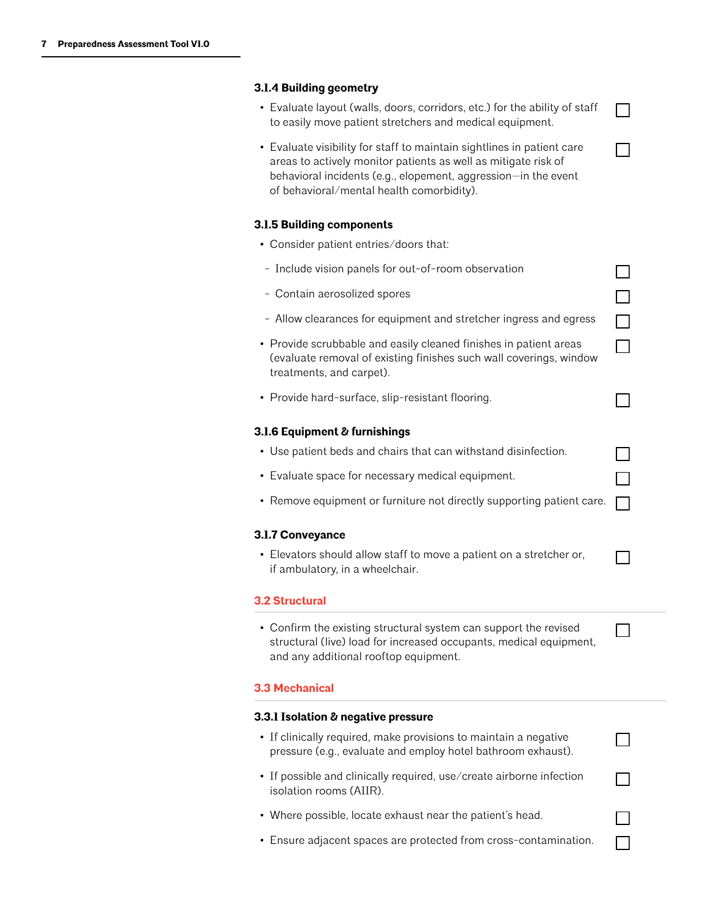### 3.1.4 Building geometry

- Evaluate layout (walls, doors, corridors, etc.) for the ability of staff to easily move patient stretchers and medical equipment. ☐
- Evaluate visibility for staff to maintain sightlines in patient care areas to actively monitor patients as well as mitigate risk of behavioral incidents (e.g., elopement, aggression—in the event of behavioral/mental health comorbidity). ☐

### 3.1.5 Building components

- Consider patient entries/doors that:
  - Include vision panels for out-of-room observation ☐
  - Contain aerosolized spores ☐
  - Allow clearances for equipment and stretcher ingress and egress ☐
- Provide scrubbable and easily cleaned finishes in patient areas (evaluate removal of existing finishes such wall coverings, window treatments, and carpet). ☐
- Provide hard-surface, slip-resistant flooring. ☐

### 3.1.6 Equipment & furnishings

- Use patient beds and chairs that can withstand disinfection. ☐
- Evaluate space for necessary medical equipment. ☐
- Remove equipment or furniture not directly supporting patient care. ☐

### 3.1.7 Conveyance

- Elevators should allow staff to move a patient on a stretcher or, if ambulatory, in a wheelchair. ☐

## 3.2 Structural

- Confirm the existing structural system can support the revised structural (live) load for increased occupants, medical equipment, and any additional rooftop equipment. ☐

## 3.3 Mechanical

### 3.3.1 Isolation & negative pressure

- If clinically required, make provisions to maintain a negative pressure (e.g., evaluate and employ hotel bathroom exhaust). ☐
- If possible and clinically required, use/create airborne infection isolation rooms (AIIR). ☐
- Where possible, locate exhaust near the patient's head. ☐
- Ensure adjacent spaces are protected from cross-contamination. ☐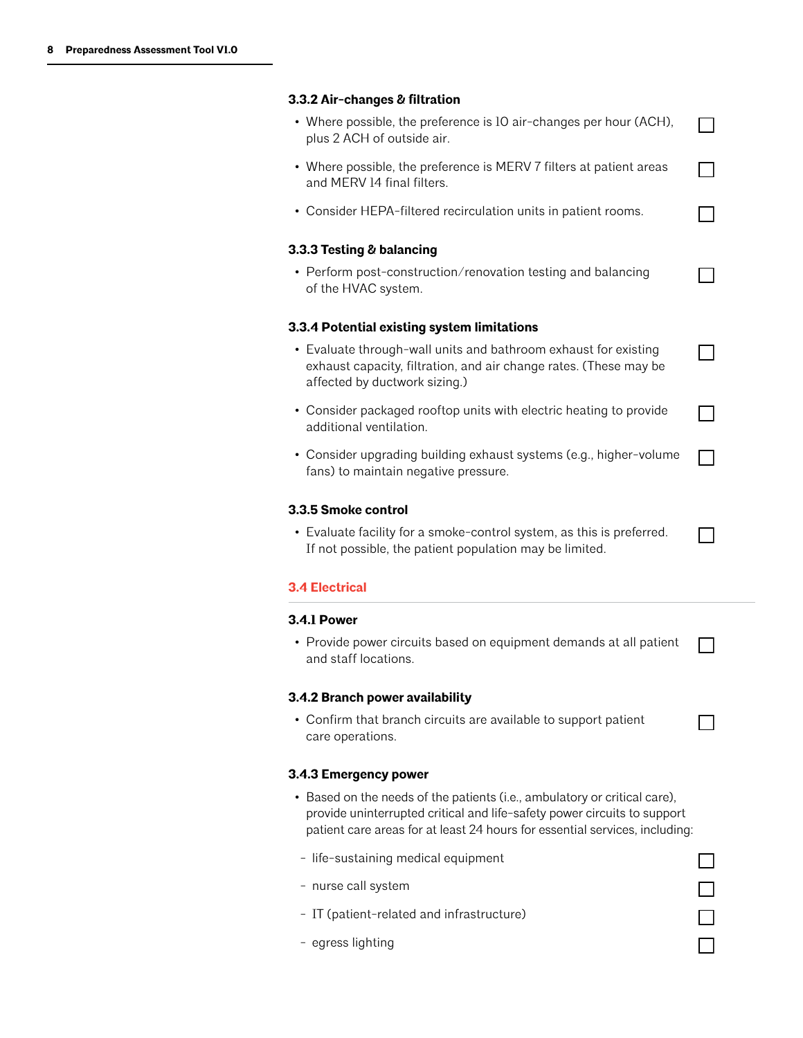#### 3.3.2 Air-changes & filtration

- Where possible, the preference is 10 air-changes per hour (ACH), plus 2 ACH of outside air. ☐
- Where possible, the preference is MERV 7 filters at patient areas and MERV 14 final filters. ☐
- Consider HEPA-filtered recirculation units in patient rooms. ☐

#### 3.3.3 Testing & balancing

- Perform post-construction/renovation testing and balancing of the HVAC system. ☐

#### 3.3.4 Potential existing system limitations

- Evaluate through-wall units and bathroom exhaust for existing exhaust capacity, filtration, and air change rates. (These may be affected by ductwork sizing.) ☐
- Consider packaged rooftop units with electric heating to provide additional ventilation. ☐
- Consider upgrading building exhaust systems (e.g., higher-volume fans) to maintain negative pressure. ☐

#### 3.3.5 Smoke control

- Evaluate facility for a smoke-control system, as this is preferred. If not possible, the patient population may be limited. ☐

### 3.4 Electrical

#### 3.4.1 Power

- Provide power circuits based on equipment demands at all patient and staff locations. ☐

#### 3.4.2 Branch power availability

- Confirm that branch circuits are available to support patient care operations. ☐

#### 3.4.3 Emergency power

- Based on the needs of the patients (i.e., ambulatory or critical care), provide uninterrupted critical and life-safety power circuits to support patient care areas for at least 24 hours for essential services, including:
  - life-sustaining medical equipment ☐
  - nurse call system ☐
  - IT (patient-related and infrastructure) ☐
  - egress lighting ☐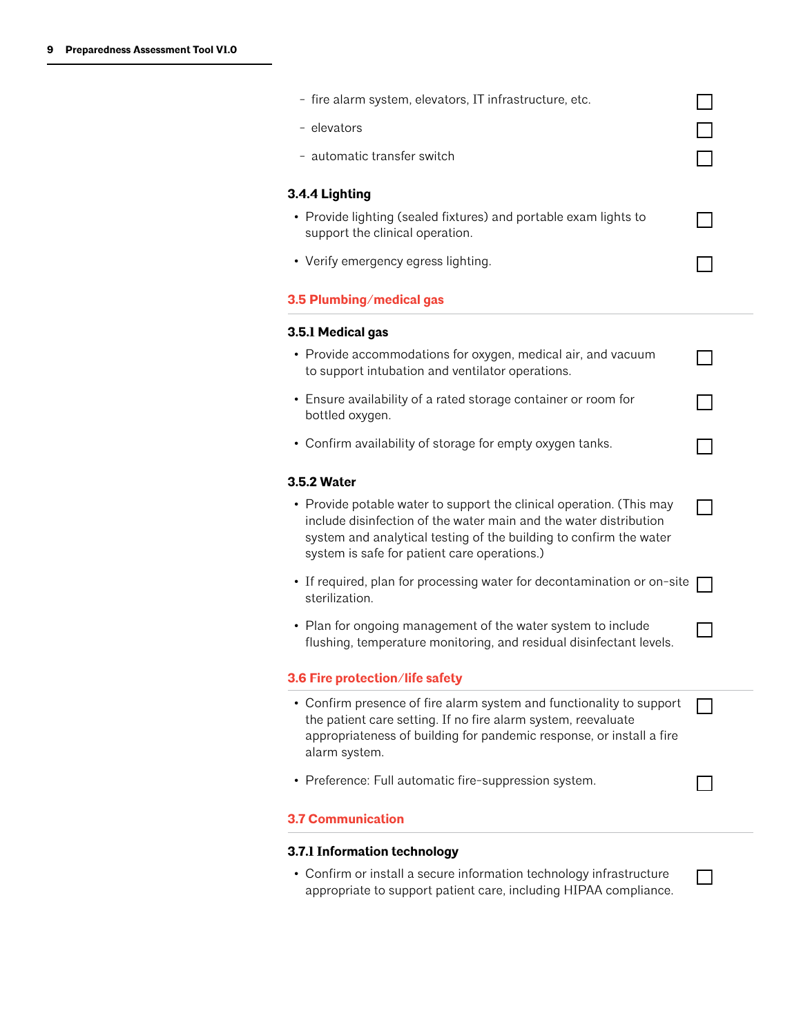- fire alarm system, elevators, IT infrastructure, etc. ☐
- elevators ☐
- automatic transfer switch ☐

#### 3.4.4 Lighting

- Provide lighting (sealed fixtures) and portable exam lights to support the clinical operation. ☐
- Verify emergency egress lighting. ☐

### 3.5 Plumbing/medical gas

#### 3.5.1 Medical gas

- Provide accommodations for oxygen, medical air, and vacuum to support intubation and ventilator operations. ☐
- Ensure availability of a rated storage container or room for bottled oxygen. ☐
- Confirm availability of storage for empty oxygen tanks. ☐

#### 3.5.2 Water

- Provide potable water to support the clinical operation. (This may include disinfection of the water main and the water distribution system and analytical testing of the building to confirm the water system is safe for patient care operations.) ☐
- If required, plan for processing water for decontamination or on-site sterilization. ☐
- Plan for ongoing management of the water system to include flushing, temperature monitoring, and residual disinfectant levels. ☐

### 3.6 Fire protection/life safety

- Confirm presence of fire alarm system and functionality to support the patient care setting. If no fire alarm system, reevaluate appropriateness of building for pandemic response, or install a fire alarm system. ☐
- Preference: Full automatic fire-suppression system. ☐

### 3.7 Communication

#### 3.7.1 Information technology

- Confirm or install a secure information technology infrastructure appropriate to support patient care, including HIPAA compliance. ☐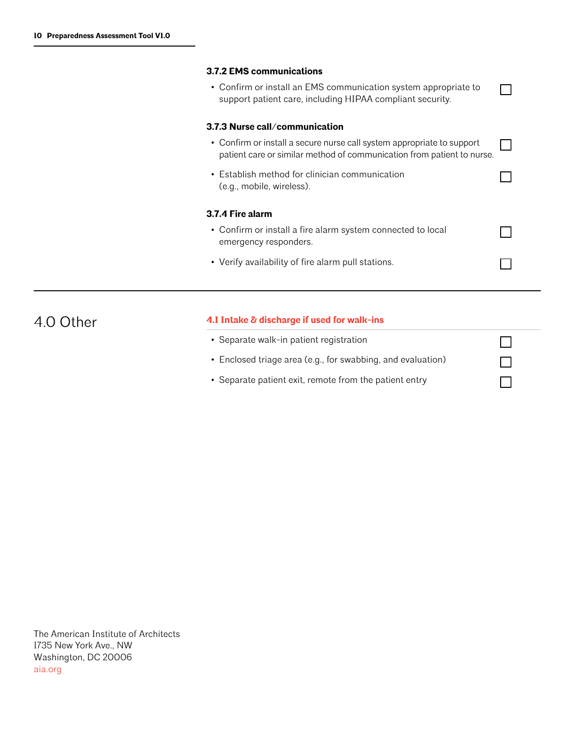### 3.7.2 EMS communications

- Confirm or install an EMS communication system appropriate to support patient care, including HIPAA compliant security. ☐

### 3.7.3 Nurse call/communication

- Confirm or install a secure nurse call system appropriate to support patient care or similar method of communication from patient to nurse. ☐
- Establish method for clinician communication (e.g., mobile, wireless). ☐

### 3.7.4 Fire alarm

- Confirm or install a fire alarm system connected to local emergency responders. ☐
- Verify availability of fire alarm pull stations. ☐

## 4.0 Other

### 4.1 Intake & discharge if used for walk-ins

- Separate walk-in patient registration ☐
- Enclosed triage area (e.g., for swabbing, and evaluation) ☐
- Separate patient exit, remote from the patient entry ☐

The American Institute of Architects
1735 New York Ave., NW
Washington, DC 20006
aia.org